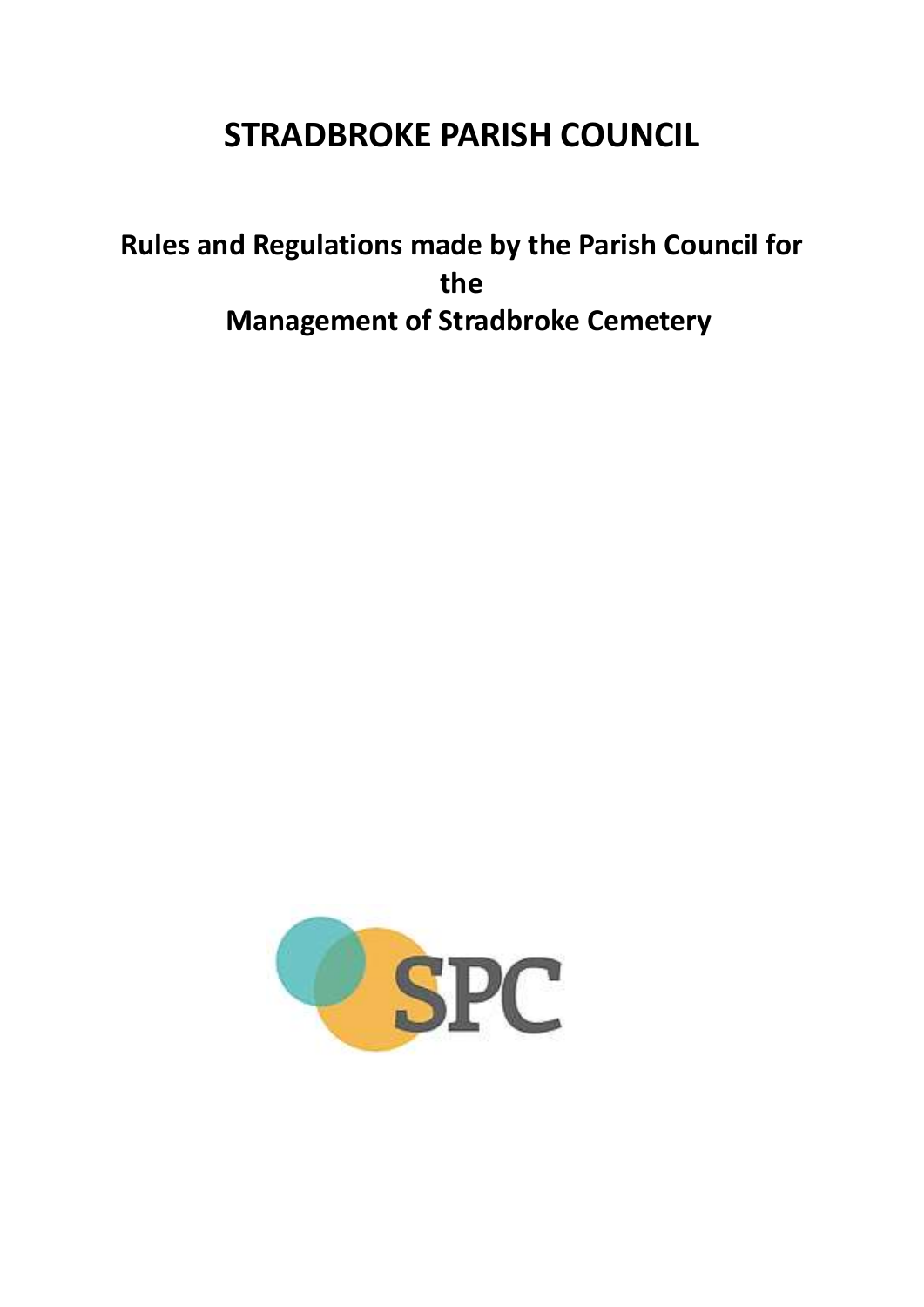# STRADBROKE PARISH COUNCIL

## Rules and Regulations made by the Parish Council for the Management of Stradbroke Cemetery

SPC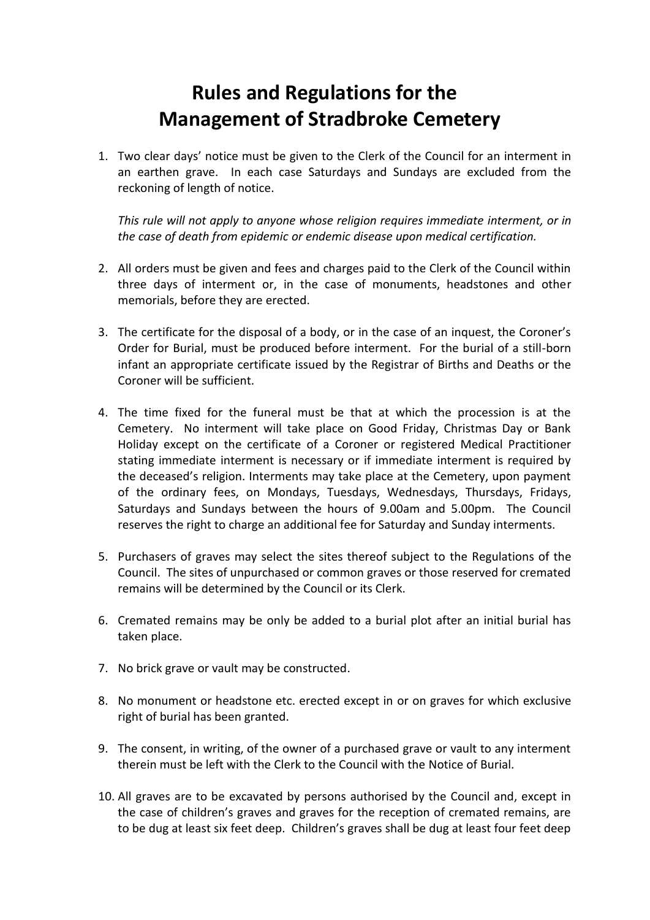# Rules and Regulations for the Management of Stradbroke Cemetery

1. Two clear days' notice must be given to the Clerk of the Council for an interment in an earthen grave. In each case Saturdays and Sundays are excluded from the reckoning of length of notice.

   *This rule will not apply to anyone whose religion requires immediate interment, or in the case of death from epidemic or endemic disease upon medical certification.*

2. All orders must be given and fees and charges paid to the Clerk of the Council within three days of interment or, in the case of monuments, headstones and other memorials, before they are erected.

3. The certificate for the disposal of a body, or in the case of an inquest, the Coroner's Order for Burial, must be produced before interment. For the burial of a still-born infant an appropriate certificate issued by the Registrar of Births and Deaths or the Coroner will be sufficient.

4. The time fixed for the funeral must be that at which the procession is at the Cemetery. No interment will take place on Good Friday, Christmas Day or Bank Holiday except on the certificate of a Coroner or registered Medical Practitioner stating immediate interment is necessary or if immediate interment is required by the deceased's religion. Interments may take place at the Cemetery, upon payment of the ordinary fees, on Mondays, Tuesdays, Wednesdays, Thursdays, Fridays, Saturdays and Sundays between the hours of 9.00am and 5.00pm. The Council reserves the right to charge an additional fee for Saturday and Sunday interments.

5. Purchasers of graves may select the sites thereof subject to the Regulations of the Council. The sites of unpurchased or common graves or those reserved for cremated remains will be determined by the Council or its Clerk.

6. Cremated remains may be only be added to a burial plot after an initial burial has taken place.

7. No brick grave or vault may be constructed.

8. No monument or headstone etc. erected except in or on graves for which exclusive right of burial has been granted.

9. The consent, in writing, of the owner of a purchased grave or vault to any interment therein must be left with the Clerk to the Council with the Notice of Burial.

10. All graves are to be excavated by persons authorised by the Council and, except in the case of children's graves and graves for the reception of cremated remains, are to be dug at least six feet deep. Children's graves shall be dug at least four feet deep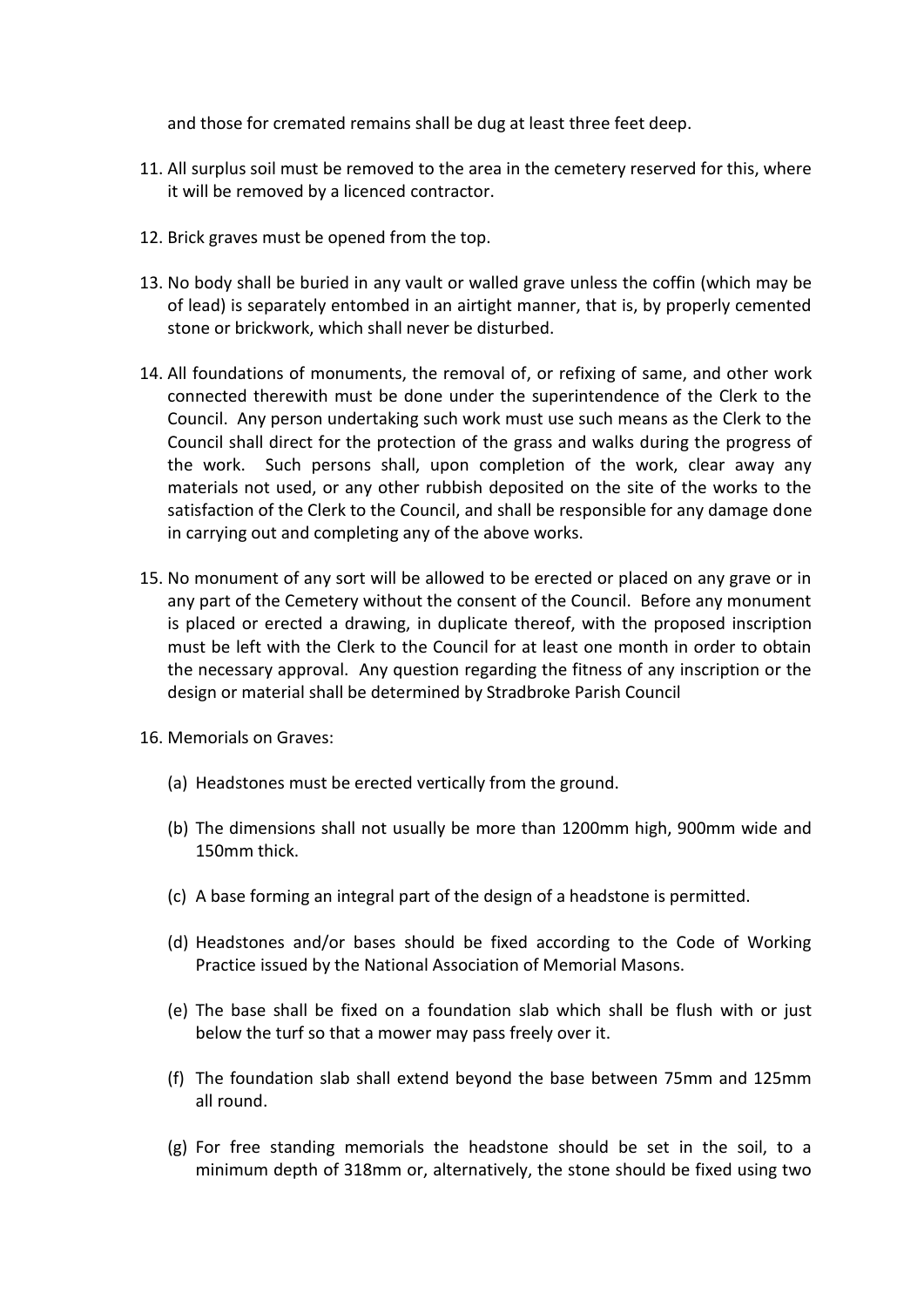and those for cremated remains shall be dug at least three feet deep.

11. All surplus soil must be removed to the area in the cemetery reserved for this, where it will be removed by a licenced contractor.

12. Brick graves must be opened from the top.

13. No body shall be buried in any vault or walled grave unless the coffin (which may be of lead) is separately entombed in an airtight manner, that is, by properly cemented stone or brickwork, which shall never be disturbed.

14. All foundations of monuments, the removal of, or refixing of same, and other work connected therewith must be done under the superintendence of the Clerk to the Council. Any person undertaking such work must use such means as the Clerk to the Council shall direct for the protection of the grass and walks during the progress of the work. Such persons shall, upon completion of the work, clear away any materials not used, or any other rubbish deposited on the site of the works to the satisfaction of the Clerk to the Council, and shall be responsible for any damage done in carrying out and completing any of the above works.

15. No monument of any sort will be allowed to be erected or placed on any grave or in any part of the Cemetery without the consent of the Council. Before any monument is placed or erected a drawing, in duplicate thereof, with the proposed inscription must be left with the Clerk to the Council for at least one month in order to obtain the necessary approval. Any question regarding the fitness of any inscription or the design or material shall be determined by Stradbroke Parish Council

16. Memorials on Graves:

    (a) Headstones must be erected vertically from the ground.

    (b) The dimensions shall not usually be more than 1200mm high, 900mm wide and 150mm thick.

    (c) A base forming an integral part of the design of a headstone is permitted.

    (d) Headstones and/or bases should be fixed according to the Code of Working Practice issued by the National Association of Memorial Masons.

    (e) The base shall be fixed on a foundation slab which shall be flush with or just below the turf so that a mower may pass freely over it.

    (f) The foundation slab shall extend beyond the base between 75mm and 125mm all round.

    (g) For free standing memorials the headstone should be set in the soil, to a minimum depth of 318mm or, alternatively, the stone should be fixed using two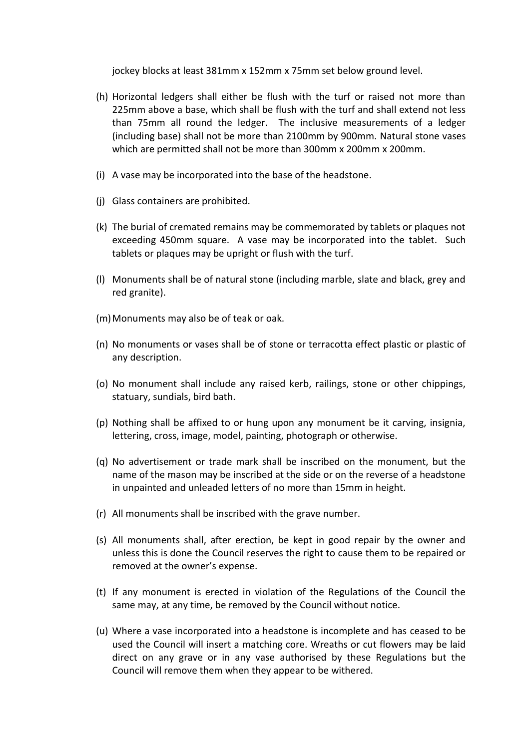jockey blocks at least 381mm x 152mm x 75mm set below ground level.

(h) Horizontal ledgers shall either be flush with the turf or raised not more than 225mm above a base, which shall be flush with the turf and shall extend not less than 75mm all round the ledger. The inclusive measurements of a ledger (including base) shall not be more than 2100mm by 900mm. Natural stone vases which are permitted shall not be more than 300mm x 200mm x 200mm.

(i) A vase may be incorporated into the base of the headstone.

(j) Glass containers are prohibited.

(k) The burial of cremated remains may be commemorated by tablets or plaques not exceeding 450mm square. A vase may be incorporated into the tablet. Such tablets or plaques may be upright or flush with the turf.

(l) Monuments shall be of natural stone (including marble, slate and black, grey and red granite).

(m) Monuments may also be of teak or oak.

(n) No monuments or vases shall be of stone or terracotta effect plastic or plastic of any description.

(o) No monument shall include any raised kerb, railings, stone or other chippings, statuary, sundials, bird bath.

(p) Nothing shall be affixed to or hung upon any monument be it carving, insignia, lettering, cross, image, model, painting, photograph or otherwise.

(q) No advertisement or trade mark shall be inscribed on the monument, but the name of the mason may be inscribed at the side or on the reverse of a headstone in unpainted and unleaded letters of no more than 15mm in height.

(r) All monuments shall be inscribed with the grave number.

(s) All monuments shall, after erection, be kept in good repair by the owner and unless this is done the Council reserves the right to cause them to be repaired or removed at the owner's expense.

(t) If any monument is erected in violation of the Regulations of the Council the same may, at any time, be removed by the Council without notice.

(u) Where a vase incorporated into a headstone is incomplete and has ceased to be used the Council will insert a matching core. Wreaths or cut flowers may be laid direct on any grave or in any vase authorised by these Regulations but the Council will remove them when they appear to be withered.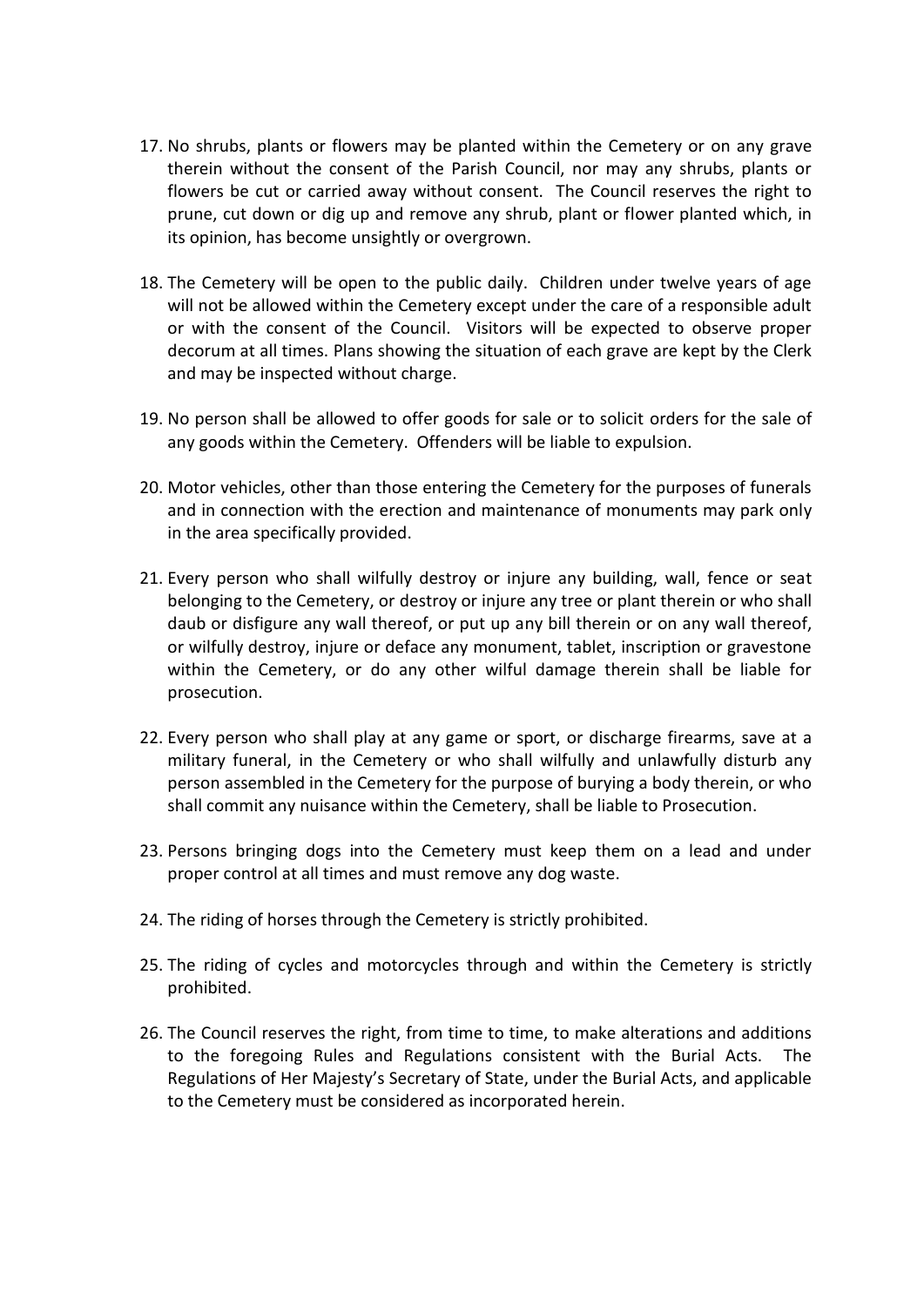17. No shrubs, plants or flowers may be planted within the Cemetery or on any grave therein without the consent of the Parish Council, nor may any shrubs, plants or flowers be cut or carried away without consent. The Council reserves the right to prune, cut down or dig up and remove any shrub, plant or flower planted which, in its opinion, has become unsightly or overgrown.

18. The Cemetery will be open to the public daily. Children under twelve years of age will not be allowed within the Cemetery except under the care of a responsible adult or with the consent of the Council. Visitors will be expected to observe proper decorum at all times. Plans showing the situation of each grave are kept by the Clerk and may be inspected without charge.

19. No person shall be allowed to offer goods for sale or to solicit orders for the sale of any goods within the Cemetery. Offenders will be liable to expulsion.

20. Motor vehicles, other than those entering the Cemetery for the purposes of funerals and in connection with the erection and maintenance of monuments may park only in the area specifically provided.

21. Every person who shall wilfully destroy or injure any building, wall, fence or seat belonging to the Cemetery, or destroy or injure any tree or plant therein or who shall daub or disfigure any wall thereof, or put up any bill therein or on any wall thereof, or wilfully destroy, injure or deface any monument, tablet, inscription or gravestone within the Cemetery, or do any other wilful damage therein shall be liable for prosecution.

22. Every person who shall play at any game or sport, or discharge firearms, save at a military funeral, in the Cemetery or who shall wilfully and unlawfully disturb any person assembled in the Cemetery for the purpose of burying a body therein, or who shall commit any nuisance within the Cemetery, shall be liable to Prosecution.

23. Persons bringing dogs into the Cemetery must keep them on a lead and under proper control at all times and must remove any dog waste.

24. The riding of horses through the Cemetery is strictly prohibited.

25. The riding of cycles and motorcycles through and within the Cemetery is strictly prohibited.

26. The Council reserves the right, from time to time, to make alterations and additions to the foregoing Rules and Regulations consistent with the Burial Acts. The Regulations of Her Majesty's Secretary of State, under the Burial Acts, and applicable to the Cemetery must be considered as incorporated herein.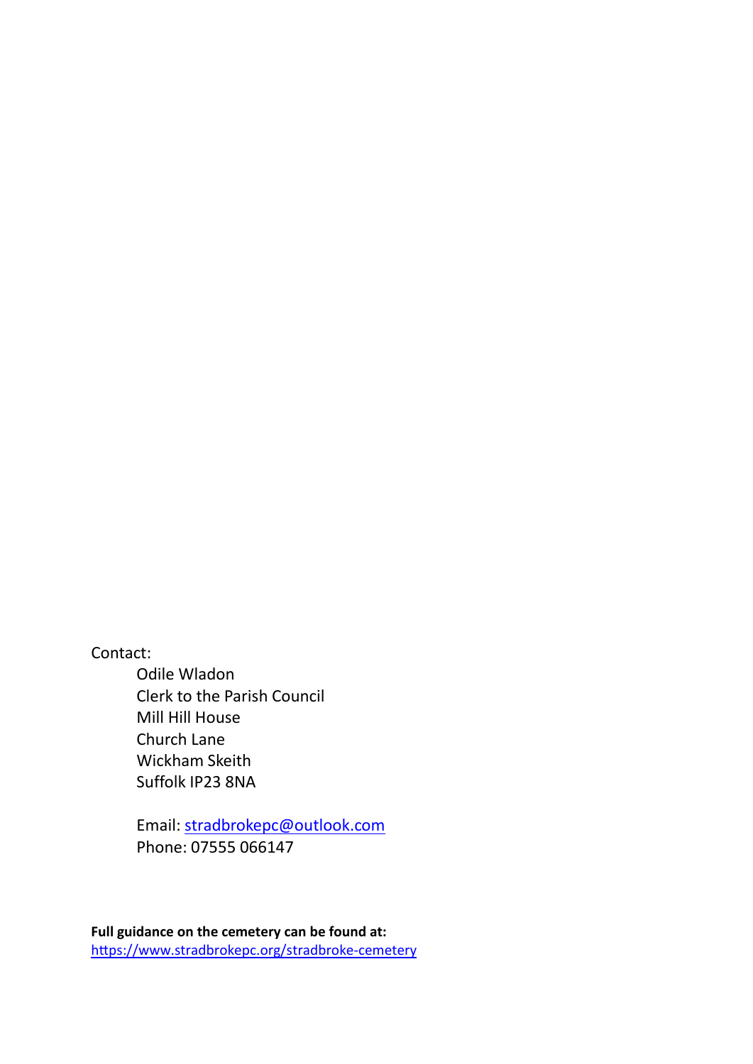Contact:

Odile Wladon
Clerk to the Parish Council
Mill Hill House
Church Lane
Wickham Skeith
Suffolk IP23 8NA

Email: stradbrokepc@outlook.com
Phone: 07555 066147

**Full guidance on the cemetery can be found at:**
https://www.stradbrokepc.org/stradbroke-cemetery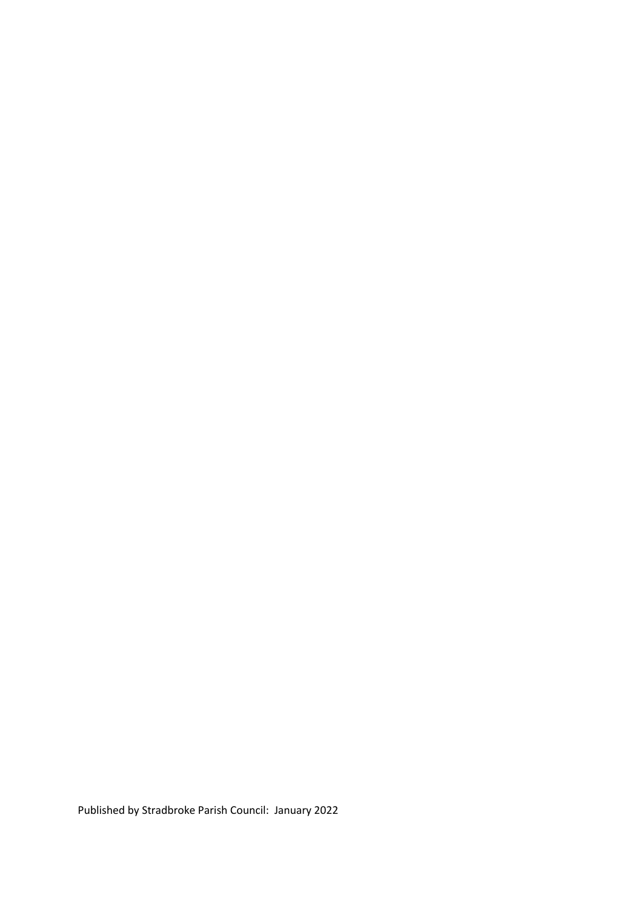Published by Stradbroke Parish Council:  January 2022